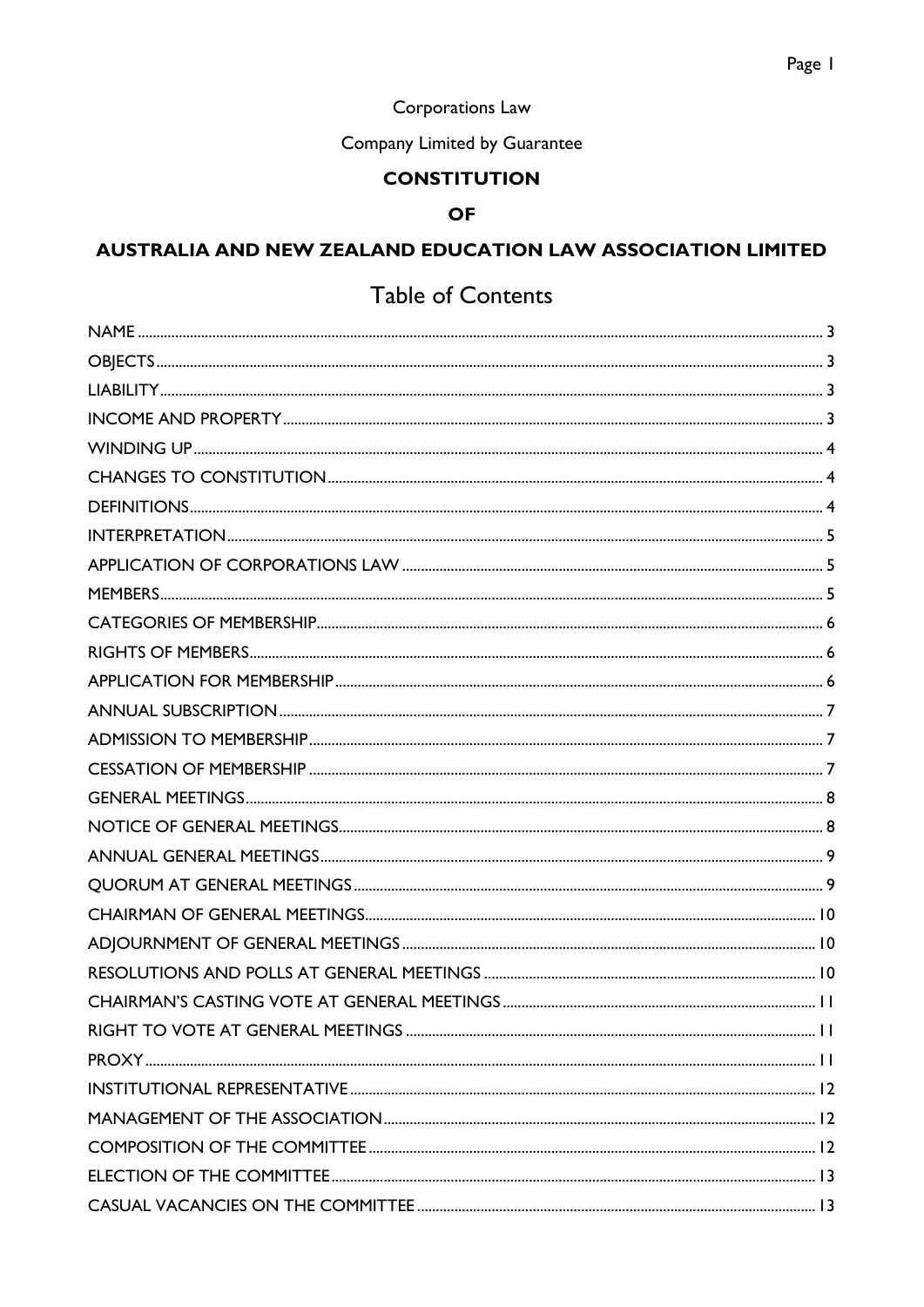Corporations Law

Company Limited by Guarantee

# CONSTITUTION

# OF

# AUSTRALIA AND NEW ZEALAND EDUCATION LAW ASSOCIATION LIMITED

## Table of Contents

NAME ..... 3
OBJECTS ..... 3
LIABILITY ..... 3
INCOME AND PROPERTY ..... 3
WINDING UP ..... 4
CHANGES TO CONSTITUTION ..... 4
DEFINITIONS ..... 4
INTERPRETATION ..... 5
APPLICATION OF CORPORATIONS LAW ..... 5
MEMBERS ..... 5
CATEGORIES OF MEMBERSHIP ..... 6
RIGHTS OF MEMBERS ..... 6
APPLICATION FOR MEMBERSHIP ..... 6
ANNUAL SUBSCRIPTION ..... 7
ADMISSION TO MEMBERSHIP ..... 7
CESSATION OF MEMBERSHIP ..... 7
GENERAL MEETINGS ..... 8
NOTICE OF GENERAL MEETINGS ..... 8
ANNUAL GENERAL MEETINGS ..... 9
QUORUM AT GENERAL MEETINGS ..... 9
CHAIRMAN OF GENERAL MEETINGS ..... 10
ADJOURNMENT OF GENERAL MEETINGS ..... 10
RESOLUTIONS AND POLLS AT GENERAL MEETINGS ..... 10
CHAIRMAN'S CASTING VOTE AT GENERAL MEETINGS ..... 11
RIGHT TO VOTE AT GENERAL MEETINGS ..... 11
PROXY ..... 11
INSTITUTIONAL REPRESENTATIVE ..... 12
MANAGEMENT OF THE ASSOCIATION ..... 12
COMPOSITION OF THE COMMITTEE ..... 12
ELECTION OF THE COMMITTEE ..... 13
CASUAL VACANCIES ON THE COMMITTEE ..... 13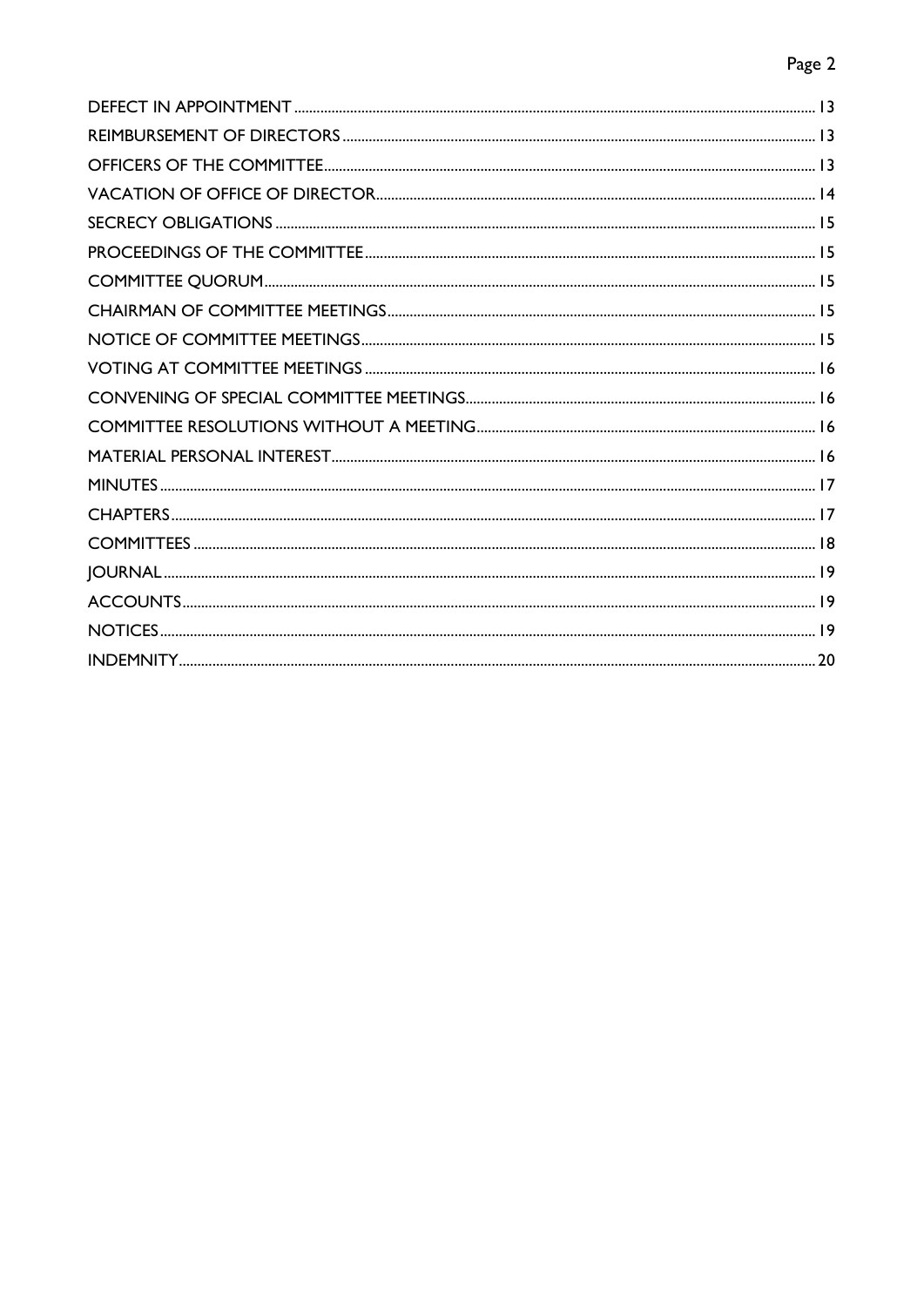| | |
|---|---|
| DEFECT IN APPOINTMENT | 13 |
| REIMBURSEMENT OF DIRECTORS | 13 |
| OFFICERS OF THE COMMITTEE | 13 |
| VACATION OF OFFICE OF DIRECTOR | 14 |
| SECRECY OBLIGATIONS | 15 |
| PROCEEDINGS OF THE COMMITTEE | 15 |
| COMMITTEE QUORUM | 15 |
| CHAIRMAN OF COMMITTEE MEETINGS | 15 |
| NOTICE OF COMMITTEE MEETINGS | 15 |
| VOTING AT COMMITTEE MEETINGS | 16 |
| CONVENING OF SPECIAL COMMITTEE MEETINGS | 16 |
| COMMITTEE RESOLUTIONS WITHOUT A MEETING | 16 |
| MATERIAL PERSONAL INTEREST | 16 |
| MINUTES | 17 |
| CHAPTERS | 17 |
| COMMITTEES | 18 |
| JOURNAL | 19 |
| ACCOUNTS | 19 |
| NOTICES | 19 |
| INDEMNITY | 20 |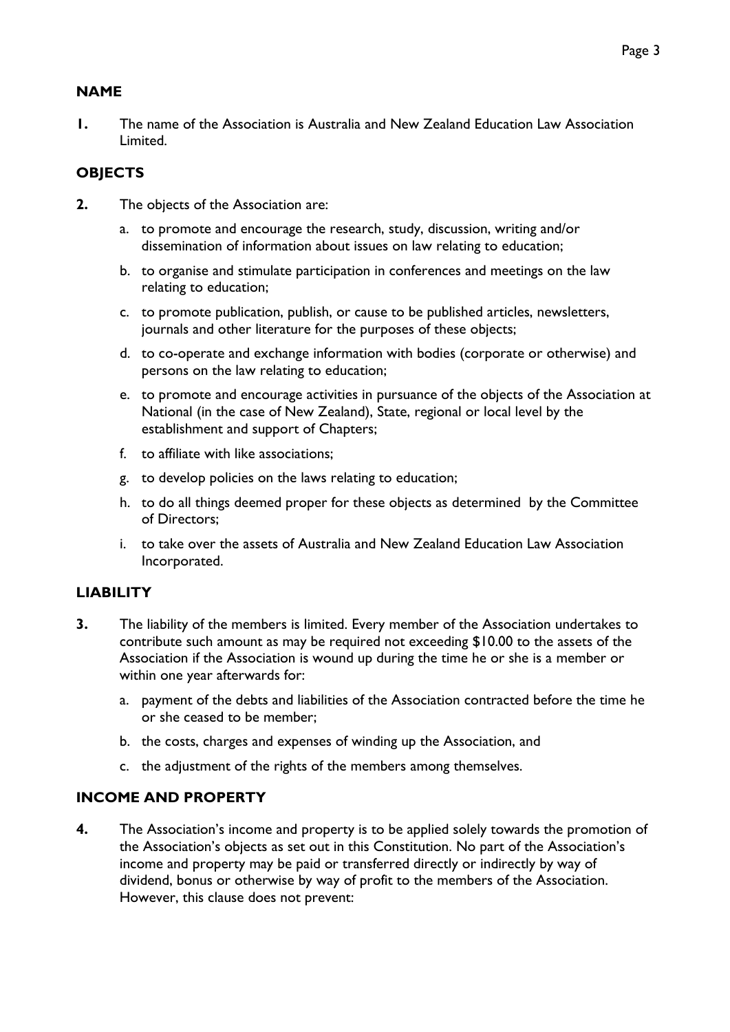## NAME

**1.** The name of the Association is Australia and New Zealand Education Law Association Limited.

## OBJECTS

**2.** The objects of the Association are:

a. to promote and encourage the research, study, discussion, writing and/or dissemination of information about issues on law relating to education;

b. to organise and stimulate participation in conferences and meetings on the law relating to education;

c. to promote publication, publish, or cause to be published articles, newsletters, journals and other literature for the purposes of these objects;

d. to co-operate and exchange information with bodies (corporate or otherwise) and persons on the law relating to education;

e. to promote and encourage activities in pursuance of the objects of the Association at National (in the case of New Zealand), State, regional or local level by the establishment and support of Chapters;

f. to affiliate with like associations;

g. to develop policies on the laws relating to education;

h. to do all things deemed proper for these objects as determined by the Committee of Directors;

i. to take over the assets of Australia and New Zealand Education Law Association Incorporated.

## LIABILITY

**3.** The liability of the members is limited. Every member of the Association undertakes to contribute such amount as may be required not exceeding $10.00 to the assets of the Association if the Association is wound up during the time he or she is a member or within one year afterwards for:

a. payment of the debts and liabilities of the Association contracted before the time he or she ceased to be member;

b. the costs, charges and expenses of winding up the Association, and

c. the adjustment of the rights of the members among themselves.

## INCOME AND PROPERTY

**4.** The Association's income and property is to be applied solely towards the promotion of the Association's objects as set out in this Constitution. No part of the Association's income and property may be paid or transferred directly or indirectly by way of dividend, bonus or otherwise by way of profit to the members of the Association. However, this clause does not prevent: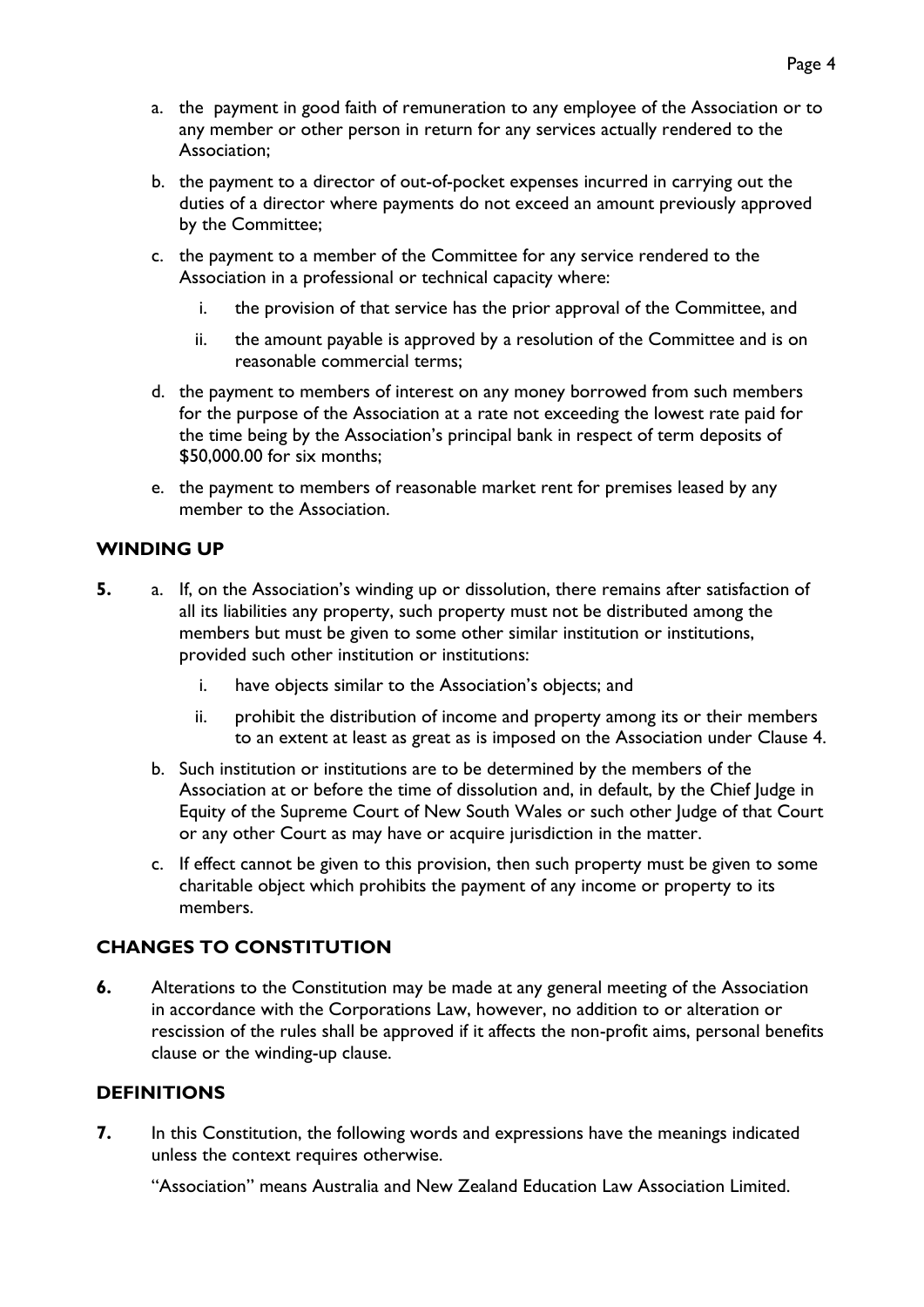a. the payment in good faith of remuneration to any employee of the Association or to any member or other person in return for any services actually rendered to the Association;

b. the payment to a director of out-of-pocket expenses incurred in carrying out the duties of a director where payments do not exceed an amount previously approved by the Committee;

c. the payment to a member of the Committee for any service rendered to the Association in a professional or technical capacity where:

   i. the provision of that service has the prior approval of the Committee, and

   ii. the amount payable is approved by a resolution of the Committee and is on reasonable commercial terms;

d. the payment to members of interest on any money borrowed from such members for the purpose of the Association at a rate not exceeding the lowest rate paid for the time being by the Association's principal bank in respect of term deposits of $50,000.00 for six months;

e. the payment to members of reasonable market rent for premises leased by any member to the Association.

## WINDING UP

**5.** a. If, on the Association's winding up or dissolution, there remains after satisfaction of all its liabilities any property, such property must not be distributed among the members but must be given to some other similar institution or institutions, provided such other institution or institutions:

   i. have objects similar to the Association's objects; and

   ii. prohibit the distribution of income and property among its or their members to an extent at least as great as is imposed on the Association under Clause 4.

b. Such institution or institutions are to be determined by the members of the Association at or before the time of dissolution and, in default, by the Chief Judge in Equity of the Supreme Court of New South Wales or such other Judge of that Court or any other Court as may have or acquire jurisdiction in the matter.

c. If effect cannot be given to this provision, then such property must be given to some charitable object which prohibits the payment of any income or property to its members.

## CHANGES TO CONSTITUTION

**6.** Alterations to the Constitution may be made at any general meeting of the Association in accordance with the Corporations Law, however, no addition to or alteration or rescission of the rules shall be approved if it affects the non-profit aims, personal benefits clause or the winding-up clause.

## DEFINITIONS

**7.** In this Constitution, the following words and expressions have the meanings indicated unless the context requires otherwise.

"Association" means Australia and New Zealand Education Law Association Limited.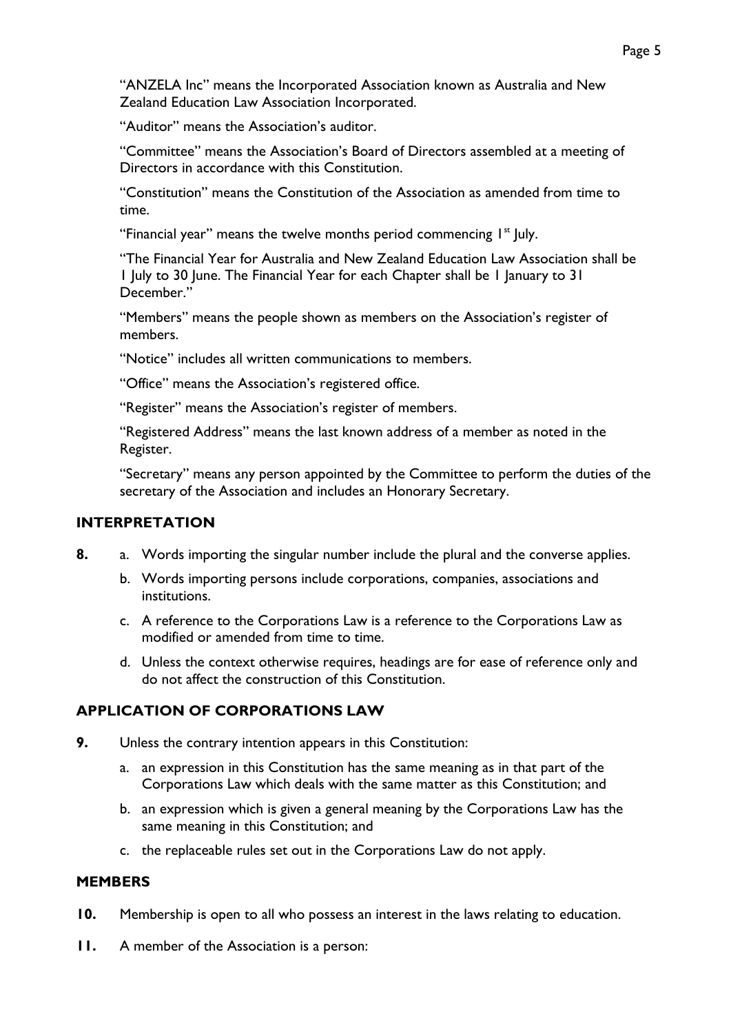"ANZELA Inc" means the Incorporated Association known as Australia and New Zealand Education Law Association Incorporated.

"Auditor" means the Association's auditor.

"Committee" means the Association's Board of Directors assembled at a meeting of Directors in accordance with this Constitution.

"Constitution" means the Constitution of the Association as amended from time to time.

"Financial year" means the twelve months period commencing 1st July.

"The Financial Year for Australia and New Zealand Education Law Association shall be 1 July to 30 June. The Financial Year for each Chapter shall be 1 January to 31 December."

"Members" means the people shown as members on the Association's register of members.

"Notice" includes all written communications to members.

"Office" means the Association's registered office.

"Register" means the Association's register of members.

"Registered Address" means the last known address of a member as noted in the Register.

"Secretary" means any person appointed by the Committee to perform the duties of the secretary of the Association and includes an Honorary Secretary.

## INTERPRETATION

**8.** a. Words importing the singular number include the plural and the converse applies.

b. Words importing persons include corporations, companies, associations and institutions.

c. A reference to the Corporations Law is a reference to the Corporations Law as modified or amended from time to time.

d. Unless the context otherwise requires, headings are for ease of reference only and do not affect the construction of this Constitution.

## APPLICATION OF CORPORATIONS LAW

**9.** Unless the contrary intention appears in this Constitution:

a. an expression in this Constitution has the same meaning as in that part of the Corporations Law which deals with the same matter as this Constitution; and

b. an expression which is given a general meaning by the Corporations Law has the same meaning in this Constitution; and

c. the replaceable rules set out in the Corporations Law do not apply.

## MEMBERS

**10.** Membership is open to all who possess an interest in the laws relating to education.

**11.** A member of the Association is a person: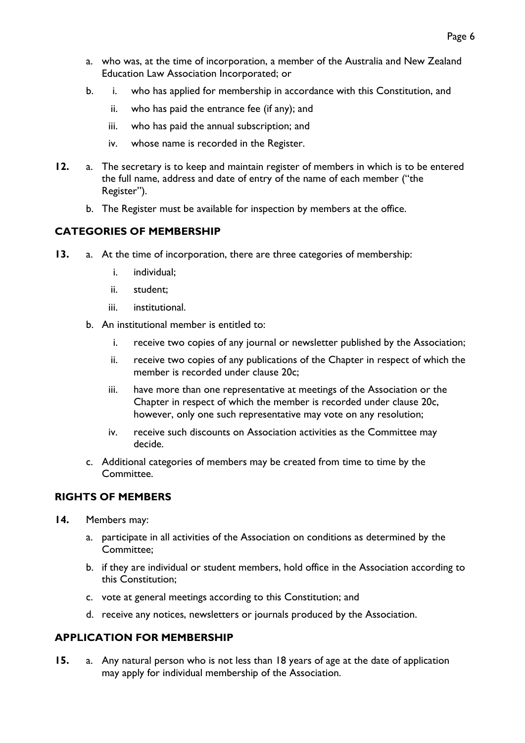a. who was, at the time of incorporation, a member of the Australia and New Zealand Education Law Association Incorporated; or

b. i. who has applied for membership in accordance with this Constitution, and

   ii. who has paid the entrance fee (if any); and

   iii. who has paid the annual subscription; and

   iv. whose name is recorded in the Register.

**12.** a. The secretary is to keep and maintain register of members in which is to be entered the full name, address and date of entry of the name of each member ("the Register").

b. The Register must be available for inspection by members at the office.

## CATEGORIES OF MEMBERSHIP

**13.** a. At the time of incorporation, there are three categories of membership:

   i. individual;

   ii. student;

   iii. institutional.

b. An institutional member is entitled to:

   i. receive two copies of any journal or newsletter published by the Association;

   ii. receive two copies of any publications of the Chapter in respect of which the member is recorded under clause 20c;

   iii. have more than one representative at meetings of the Association or the Chapter in respect of which the member is recorded under clause 20c, however, only one such representative may vote on any resolution;

   iv. receive such discounts on Association activities as the Committee may decide.

c. Additional categories of members may be created from time to time by the Committee.

## RIGHTS OF MEMBERS

**14.** Members may:

a. participate in all activities of the Association on conditions as determined by the Committee;

b. if they are individual or student members, hold office in the Association according to this Constitution;

c. vote at general meetings according to this Constitution; and

d. receive any notices, newsletters or journals produced by the Association.

## APPLICATION FOR MEMBERSHIP

**15.** a. Any natural person who is not less than 18 years of age at the date of application may apply for individual membership of the Association.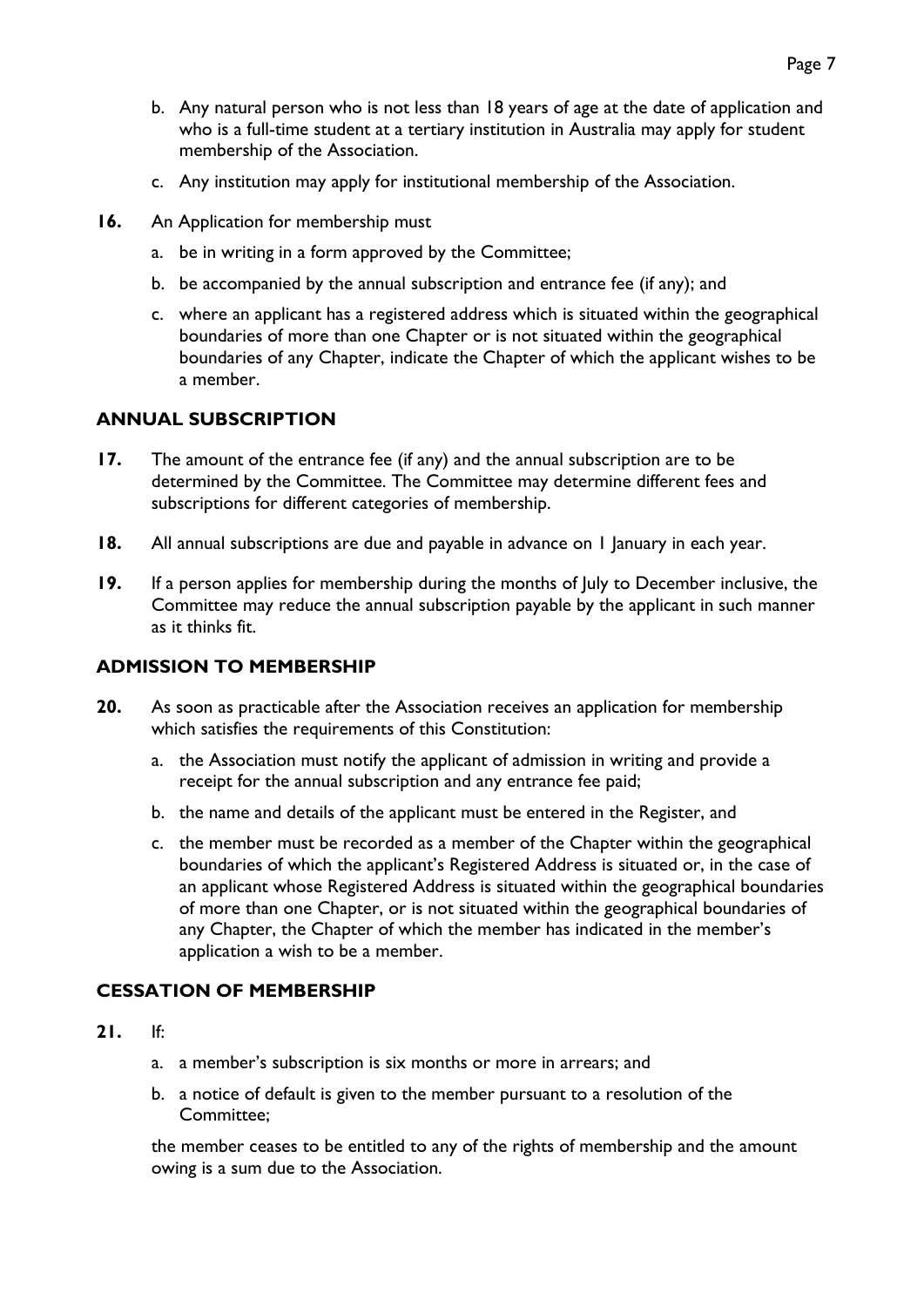b. Any natural person who is not less than 18 years of age at the date of application and who is a full-time student at a tertiary institution in Australia may apply for student membership of the Association.

c. Any institution may apply for institutional membership of the Association.

**16.** An Application for membership must

a. be in writing in a form approved by the Committee;

b. be accompanied by the annual subscription and entrance fee (if any); and

c. where an applicant has a registered address which is situated within the geographical boundaries of more than one Chapter or is not situated within the geographical boundaries of any Chapter, indicate the Chapter of which the applicant wishes to be a member.

## ANNUAL SUBSCRIPTION

**17.** The amount of the entrance fee (if any) and the annual subscription are to be determined by the Committee. The Committee may determine different fees and subscriptions for different categories of membership.

**18.** All annual subscriptions are due and payable in advance on 1 January in each year.

**19.** If a person applies for membership during the months of July to December inclusive, the Committee may reduce the annual subscription payable by the applicant in such manner as it thinks fit.

## ADMISSION TO MEMBERSHIP

**20.** As soon as practicable after the Association receives an application for membership which satisfies the requirements of this Constitution:

a. the Association must notify the applicant of admission in writing and provide a receipt for the annual subscription and any entrance fee paid;

b. the name and details of the applicant must be entered in the Register, and

c. the member must be recorded as a member of the Chapter within the geographical boundaries of which the applicant's Registered Address is situated or, in the case of an applicant whose Registered Address is situated within the geographical boundaries of more than one Chapter, or is not situated within the geographical boundaries of any Chapter, the Chapter of which the member has indicated in the member's application a wish to be a member.

## CESSATION OF MEMBERSHIP

**21.** If:

a. a member's subscription is six months or more in arrears; and

b. a notice of default is given to the member pursuant to a resolution of the Committee;

the member ceases to be entitled to any of the rights of membership and the amount owing is a sum due to the Association.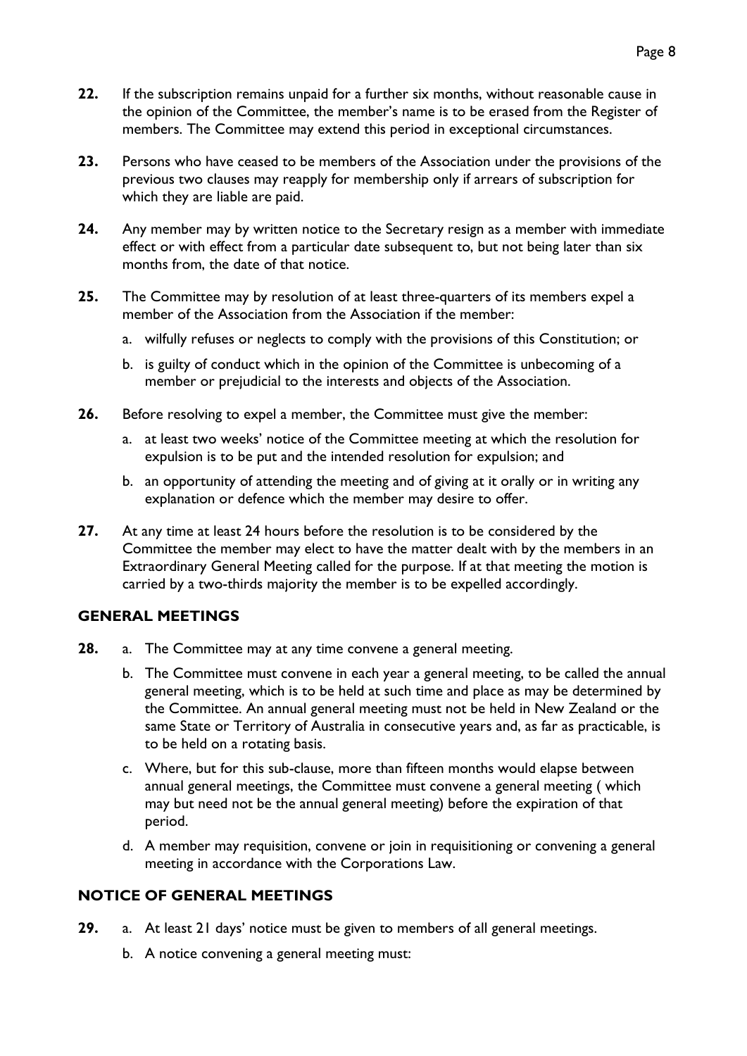**22.** If the subscription remains unpaid for a further six months, without reasonable cause in the opinion of the Committee, the member's name is to be erased from the Register of members. The Committee may extend this period in exceptional circumstances.

**23.** Persons who have ceased to be members of the Association under the provisions of the previous two clauses may reapply for membership only if arrears of subscription for which they are liable are paid.

**24.** Any member may by written notice to the Secretary resign as a member with immediate effect or with effect from a particular date subsequent to, but not being later than six months from, the date of that notice.

**25.** The Committee may by resolution of at least three-quarters of its members expel a member of the Association from the Association if the member:

a. wilfully refuses or neglects to comply with the provisions of this Constitution; or

b. is guilty of conduct which in the opinion of the Committee is unbecoming of a member or prejudicial to the interests and objects of the Association.

**26.** Before resolving to expel a member, the Committee must give the member:

a. at least two weeks' notice of the Committee meeting at which the resolution for expulsion is to be put and the intended resolution for expulsion; and

b. an opportunity of attending the meeting and of giving at it orally or in writing any explanation or defence which the member may desire to offer.

**27.** At any time at least 24 hours before the resolution is to be considered by the Committee the member may elect to have the matter dealt with by the members in an Extraordinary General Meeting called for the purpose. If at that meeting the motion is carried by a two-thirds majority the member is to be expelled accordingly.

## GENERAL MEETINGS

**28.** a. The Committee may at any time convene a general meeting.

b. The Committee must convene in each year a general meeting, to be called the annual general meeting, which is to be held at such time and place as may be determined by the Committee. An annual general meeting must not be held in New Zealand or the same State or Territory of Australia in consecutive years and, as far as practicable, is to be held on a rotating basis.

c. Where, but for this sub-clause, more than fifteen months would elapse between annual general meetings, the Committee must convene a general meeting ( which may but need not be the annual general meeting) before the expiration of that period.

d. A member may requisition, convene or join in requisitioning or convening a general meeting in accordance with the Corporations Law.

## NOTICE OF GENERAL MEETINGS

**29.** a. At least 21 days' notice must be given to members of all general meetings.

b. A notice convening a general meeting must: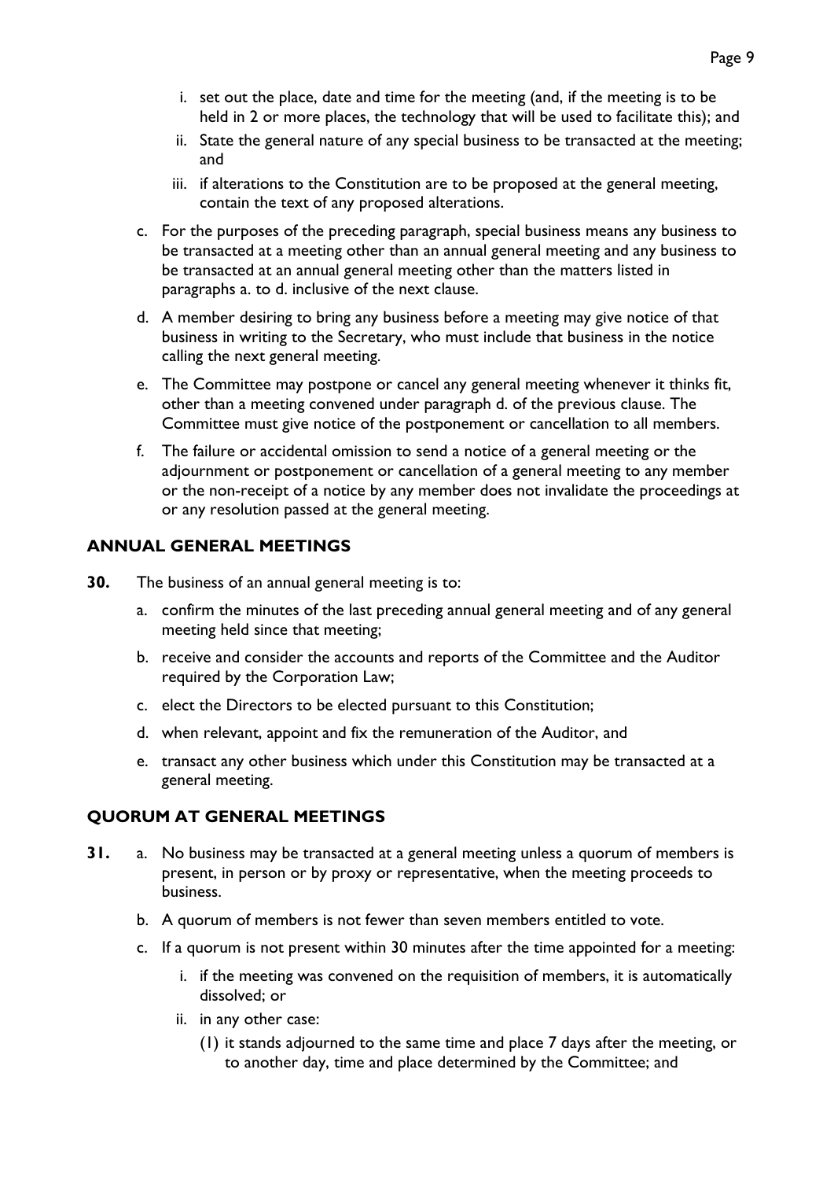i. set out the place, date and time for the meeting (and, if the meeting is to be held in 2 or more places, the technology that will be used to facilitate this); and
   ii. State the general nature of any special business to be transacted at the meeting; and
   iii. if alterations to the Constitution are to be proposed at the general meeting, contain the text of any proposed alterations.

c. For the purposes of the preceding paragraph, special business means any business to be transacted at a meeting other than an annual general meeting and any business to be transacted at an annual general meeting other than the matters listed in paragraphs a. to d. inclusive of the next clause.

d. A member desiring to bring any business before a meeting may give notice of that business in writing to the Secretary, who must include that business in the notice calling the next general meeting.

e. The Committee may postpone or cancel any general meeting whenever it thinks fit, other than a meeting convened under paragraph d. of the previous clause. The Committee must give notice of the postponement or cancellation to all members.

f. The failure or accidental omission to send a notice of a general meeting or the adjournment or postponement or cancellation of a general meeting to any member or the non-receipt of a notice by any member does not invalidate the proceedings at or any resolution passed at the general meeting.

## ANNUAL GENERAL MEETINGS

**30.** The business of an annual general meeting is to:

a. confirm the minutes of the last preceding annual general meeting and of any general meeting held since that meeting;

b. receive and consider the accounts and reports of the Committee and the Auditor required by the Corporation Law;

c. elect the Directors to be elected pursuant to this Constitution;

d. when relevant, appoint and fix the remuneration of the Auditor, and

e. transact any other business which under this Constitution may be transacted at a general meeting.

## QUORUM AT GENERAL MEETINGS

**31.** a. No business may be transacted at a general meeting unless a quorum of members is present, in person or by proxy or representative, when the meeting proceeds to business.

b. A quorum of members is not fewer than seven members entitled to vote.

c. If a quorum is not present within 30 minutes after the time appointed for a meeting:

   i. if the meeting was convened on the requisition of members, it is automatically dissolved; or
   ii. in any other case:
      (1) it stands adjourned to the same time and place 7 days after the meeting, or to another day, time and place determined by the Committee; and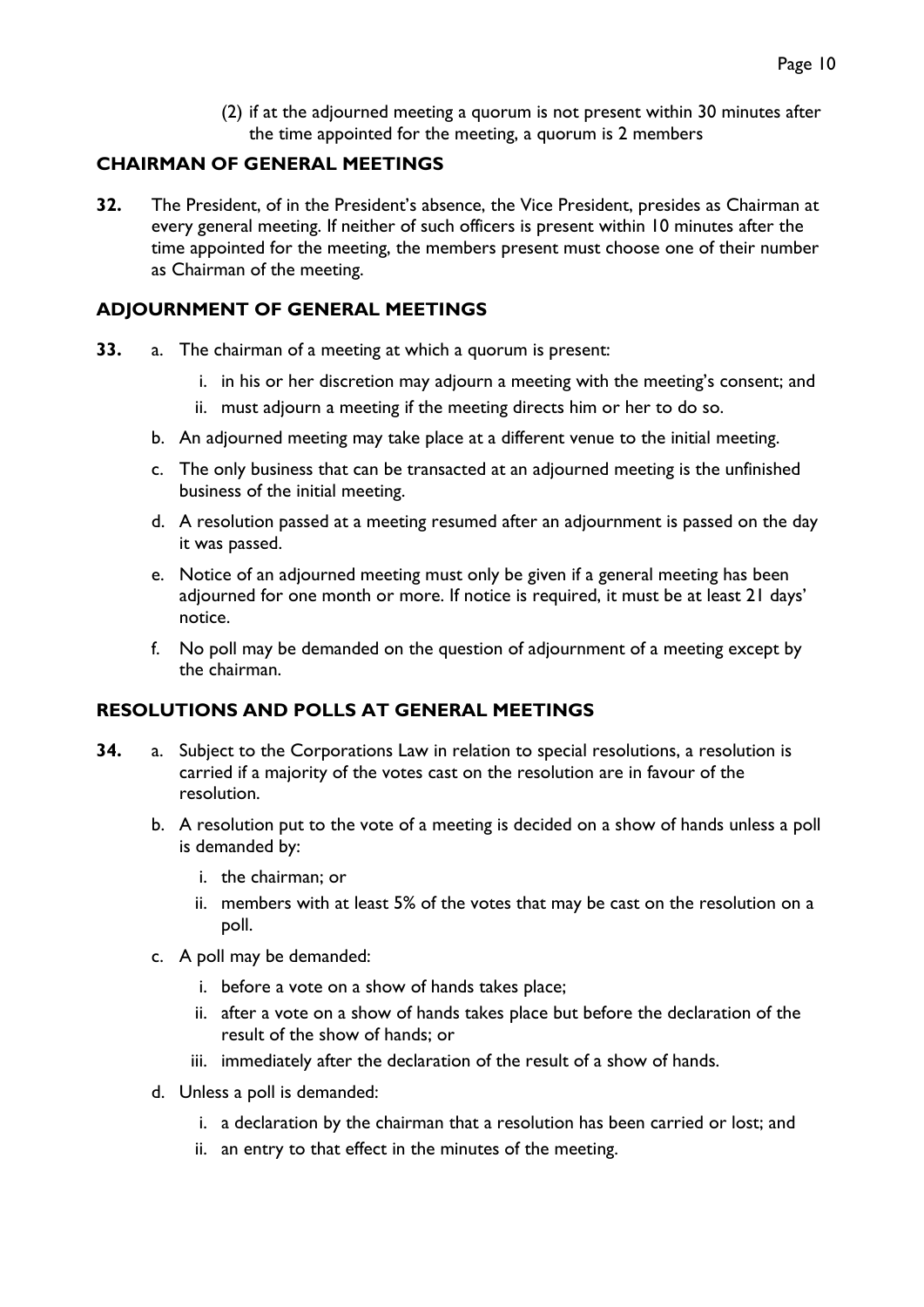(2) if at the adjourned meeting a quorum is not present within 30 minutes after the time appointed for the meeting, a quorum is 2 members

## CHAIRMAN OF GENERAL MEETINGS

**32.** The President, of in the President's absence, the Vice President, presides as Chairman at every general meeting. If neither of such officers is present within 10 minutes after the time appointed for the meeting, the members present must choose one of their number as Chairman of the meeting.

## ADJOURNMENT OF GENERAL MEETINGS

**33.**

a. The chairman of a meeting at which a quorum is present:
   i. in his or her discretion may adjourn a meeting with the meeting's consent; and
   ii. must adjourn a meeting if the meeting directs him or her to do so.

b. An adjourned meeting may take place at a different venue to the initial meeting.

c. The only business that can be transacted at an adjourned meeting is the unfinished business of the initial meeting.

d. A resolution passed at a meeting resumed after an adjournment is passed on the day it was passed.

e. Notice of an adjourned meeting must only be given if a general meeting has been adjourned for one month or more. If notice is required, it must be at least 21 days' notice.

f. No poll may be demanded on the question of adjournment of a meeting except by the chairman.

## RESOLUTIONS AND POLLS AT GENERAL MEETINGS

**34.**

a. Subject to the Corporations Law in relation to special resolutions, a resolution is carried if a majority of the votes cast on the resolution are in favour of the resolution.

b. A resolution put to the vote of a meeting is decided on a show of hands unless a poll is demanded by:
   i. the chairman; or
   ii. members with at least 5% of the votes that may be cast on the resolution on a poll.

c. A poll may be demanded:
   i. before a vote on a show of hands takes place;
   ii. after a vote on a show of hands takes place but before the declaration of the result of the show of hands; or
   iii. immediately after the declaration of the result of a show of hands.

d. Unless a poll is demanded:
   i. a declaration by the chairman that a resolution has been carried or lost; and
   ii. an entry to that effect in the minutes of the meeting.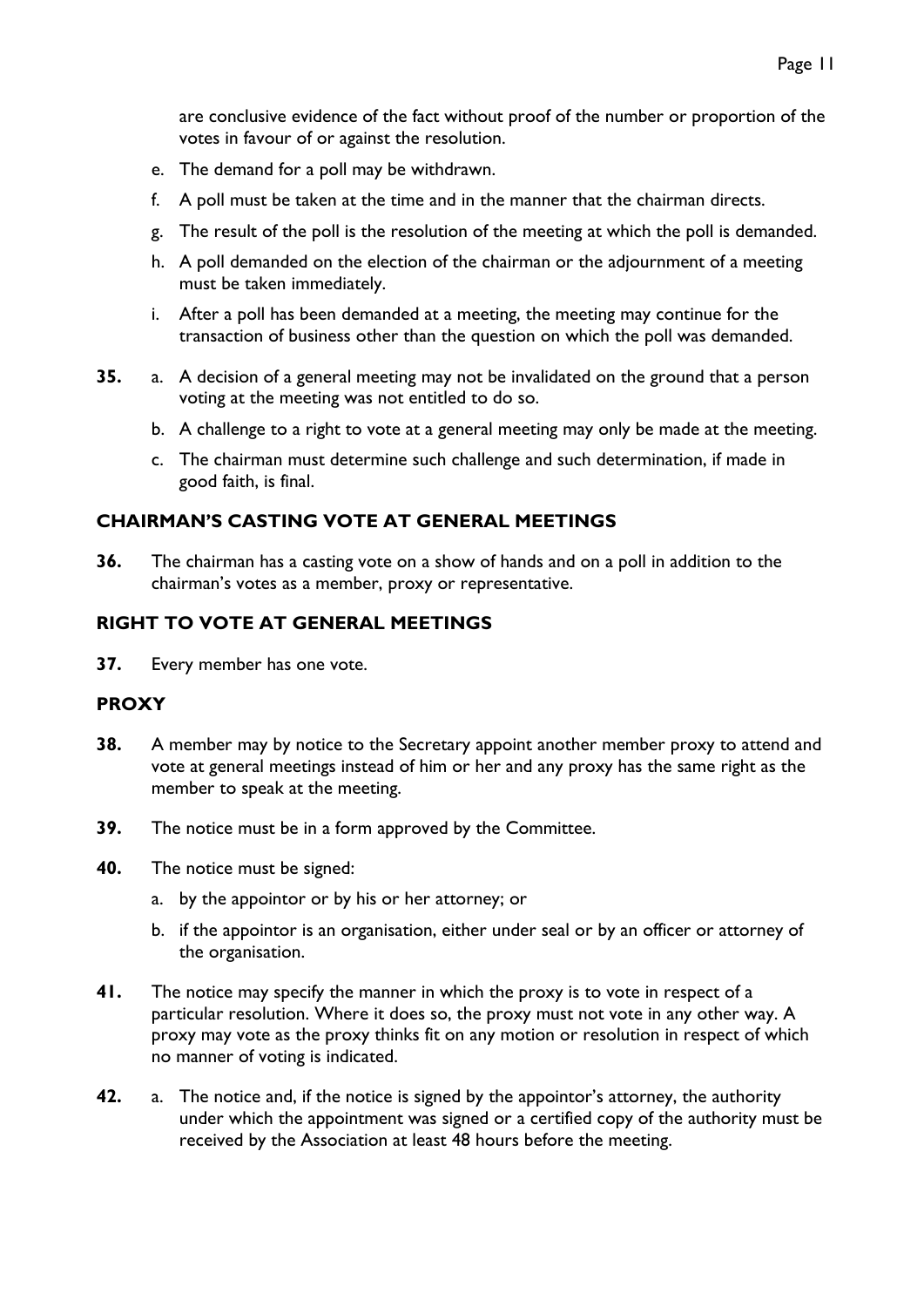are conclusive evidence of the fact without proof of the number or proportion of the votes in favour of or against the resolution.

e. The demand for a poll may be withdrawn.

f. A poll must be taken at the time and in the manner that the chairman directs.

g. The result of the poll is the resolution of the meeting at which the poll is demanded.

h. A poll demanded on the election of the chairman or the adjournment of a meeting must be taken immediately.

i. After a poll has been demanded at a meeting, the meeting may continue for the transaction of business other than the question on which the poll was demanded.

**35.** a. A decision of a general meeting may not be invalidated on the ground that a person voting at the meeting was not entitled to do so.

b. A challenge to a right to vote at a general meeting may only be made at the meeting.

c. The chairman must determine such challenge and such determination, if made in good faith, is final.

## CHAIRMAN'S CASTING VOTE AT GENERAL MEETINGS

**36.** The chairman has a casting vote on a show of hands and on a poll in addition to the chairman's votes as a member, proxy or representative.

## RIGHT TO VOTE AT GENERAL MEETINGS

**37.** Every member has one vote.

## PROXY

**38.** A member may by notice to the Secretary appoint another member proxy to attend and vote at general meetings instead of him or her and any proxy has the same right as the member to speak at the meeting.

**39.** The notice must be in a form approved by the Committee.

**40.** The notice must be signed:

a. by the appointor or by his or her attorney; or

b. if the appointor is an organisation, either under seal or by an officer or attorney of the organisation.

**41.** The notice may specify the manner in which the proxy is to vote in respect of a particular resolution. Where it does so, the proxy must not vote in any other way. A proxy may vote as the proxy thinks fit on any motion or resolution in respect of which no manner of voting is indicated.

**42.** a. The notice and, if the notice is signed by the appointor's attorney, the authority under which the appointment was signed or a certified copy of the authority must be received by the Association at least 48 hours before the meeting.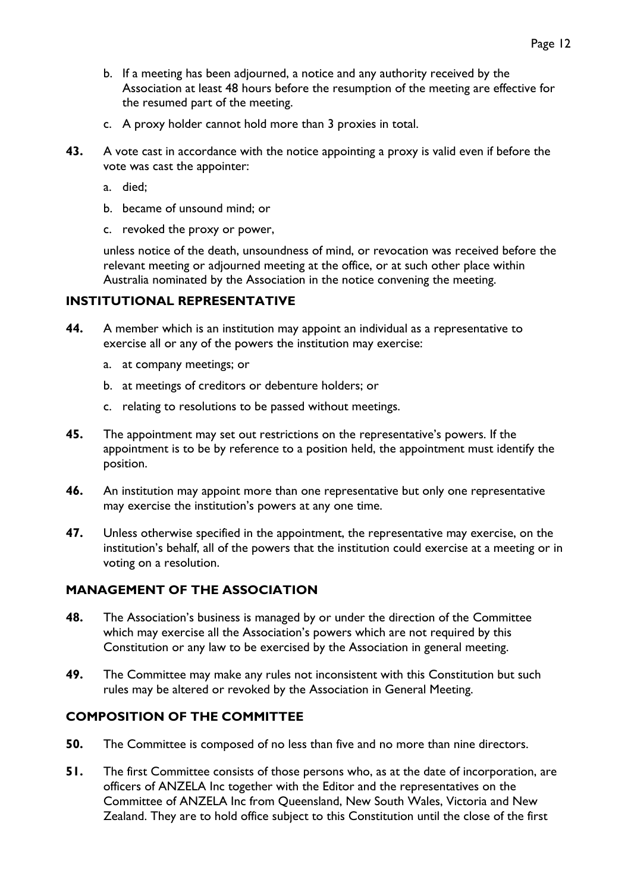b. If a meeting has been adjourned, a notice and any authority received by the Association at least 48 hours before the resumption of the meeting are effective for the resumed part of the meeting.

c. A proxy holder cannot hold more than 3 proxies in total.

**43.** A vote cast in accordance with the notice appointing a proxy is valid even if before the vote was cast the appointer:

a. died;

b. became of unsound mind; or

c. revoked the proxy or power,

unless notice of the death, unsoundness of mind, or revocation was received before the relevant meeting or adjourned meeting at the office, or at such other place within Australia nominated by the Association in the notice convening the meeting.

## INSTITUTIONAL REPRESENTATIVE

**44.** A member which is an institution may appoint an individual as a representative to exercise all or any of the powers the institution may exercise:

a. at company meetings; or

b. at meetings of creditors or debenture holders; or

c. relating to resolutions to be passed without meetings.

**45.** The appointment may set out restrictions on the representative's powers. If the appointment is to be by reference to a position held, the appointment must identify the position.

**46.** An institution may appoint more than one representative but only one representative may exercise the institution's powers at any one time.

**47.** Unless otherwise specified in the appointment, the representative may exercise, on the institution's behalf, all of the powers that the institution could exercise at a meeting or in voting on a resolution.

## MANAGEMENT OF THE ASSOCIATION

**48.** The Association's business is managed by or under the direction of the Committee which may exercise all the Association's powers which are not required by this Constitution or any law to be exercised by the Association in general meeting.

**49.** The Committee may make any rules not inconsistent with this Constitution but such rules may be altered or revoked by the Association in General Meeting.

## COMPOSITION OF THE COMMITTEE

**50.** The Committee is composed of no less than five and no more than nine directors.

**51.** The first Committee consists of those persons who, as at the date of incorporation, are officers of ANZELA Inc together with the Editor and the representatives on the Committee of ANZELA Inc from Queensland, New South Wales, Victoria and New Zealand. They are to hold office subject to this Constitution until the close of the first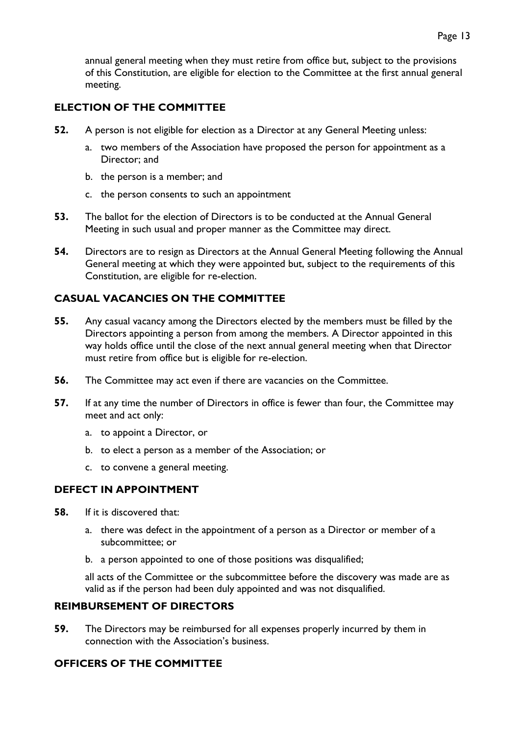annual general meeting when they must retire from office but, subject to the provisions of this Constitution, are eligible for election to the Committee at the first annual general meeting.

## ELECTION OF THE COMMITTEE

**52.** A person is not eligible for election as a Director at any General Meeting unless:

a. two members of the Association have proposed the person for appointment as a Director; and

b. the person is a member; and

c. the person consents to such an appointment

**53.** The ballot for the election of Directors is to be conducted at the Annual General Meeting in such usual and proper manner as the Committee may direct.

**54.** Directors are to resign as Directors at the Annual General Meeting following the Annual General meeting at which they were appointed but, subject to the requirements of this Constitution, are eligible for re-election.

## CASUAL VACANCIES ON THE COMMITTEE

**55.** Any casual vacancy among the Directors elected by the members must be filled by the Directors appointing a person from among the members. A Director appointed in this way holds office until the close of the next annual general meeting when that Director must retire from office but is eligible for re-election.

**56.** The Committee may act even if there are vacancies on the Committee.

**57.** If at any time the number of Directors in office is fewer than four, the Committee may meet and act only:

a. to appoint a Director, or

b. to elect a person as a member of the Association; or

c. to convene a general meeting.

## DEFECT IN APPOINTMENT

**58.** If it is discovered that:

a. there was defect in the appointment of a person as a Director or member of a subcommittee; or

b. a person appointed to one of those positions was disqualified;

all acts of the Committee or the subcommittee before the discovery was made are as valid as if the person had been duly appointed and was not disqualified.

## REIMBURSEMENT OF DIRECTORS

**59.** The Directors may be reimbursed for all expenses properly incurred by them in connection with the Association's business.

## OFFICERS OF THE COMMITTEE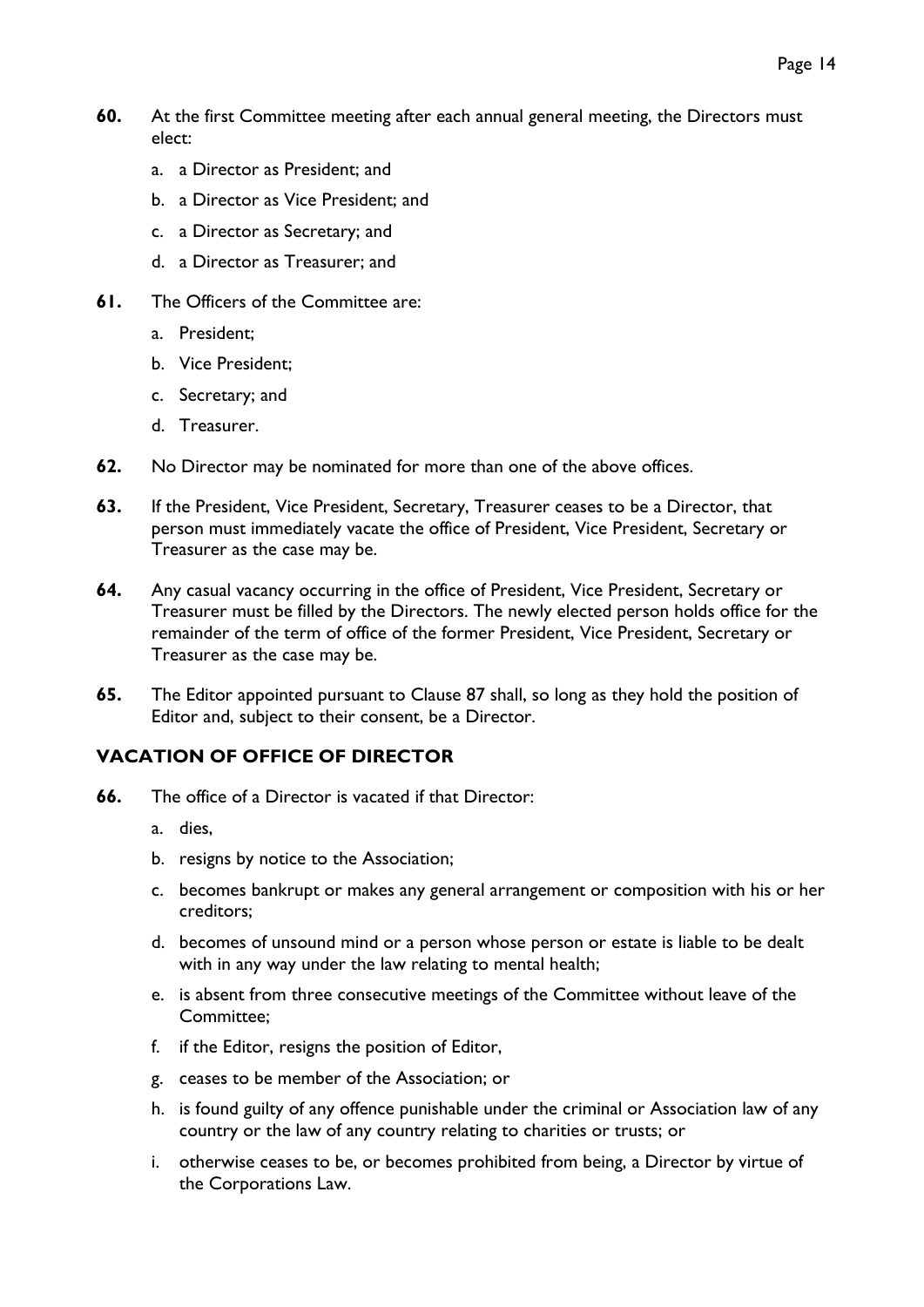**60.** At the first Committee meeting after each annual general meeting, the Directors must elect:

a. a Director as President; and

b. a Director as Vice President; and

c. a Director as Secretary; and

d. a Director as Treasurer; and

**61.** The Officers of the Committee are:

a. President;

b. Vice President;

c. Secretary; and

d. Treasurer.

**62.** No Director may be nominated for more than one of the above offices.

**63.** If the President, Vice President, Secretary, Treasurer ceases to be a Director, that person must immediately vacate the office of President, Vice President, Secretary or Treasurer as the case may be.

**64.** Any casual vacancy occurring in the office of President, Vice President, Secretary or Treasurer must be filled by the Directors. The newly elected person holds office for the remainder of the term of office of the former President, Vice President, Secretary or Treasurer as the case may be.

**65.** The Editor appointed pursuant to Clause 87 shall, so long as they hold the position of Editor and, subject to their consent, be a Director.

## VACATION OF OFFICE OF DIRECTOR

**66.** The office of a Director is vacated if that Director:

a. dies,

b. resigns by notice to the Association;

c. becomes bankrupt or makes any general arrangement or composition with his or her creditors;

d. becomes of unsound mind or a person whose person or estate is liable to be dealt with in any way under the law relating to mental health;

e. is absent from three consecutive meetings of the Committee without leave of the Committee;

f. if the Editor, resigns the position of Editor,

g. ceases to be member of the Association; or

h. is found guilty of any offence punishable under the criminal or Association law of any country or the law of any country relating to charities or trusts; or

i. otherwise ceases to be, or becomes prohibited from being, a Director by virtue of the Corporations Law.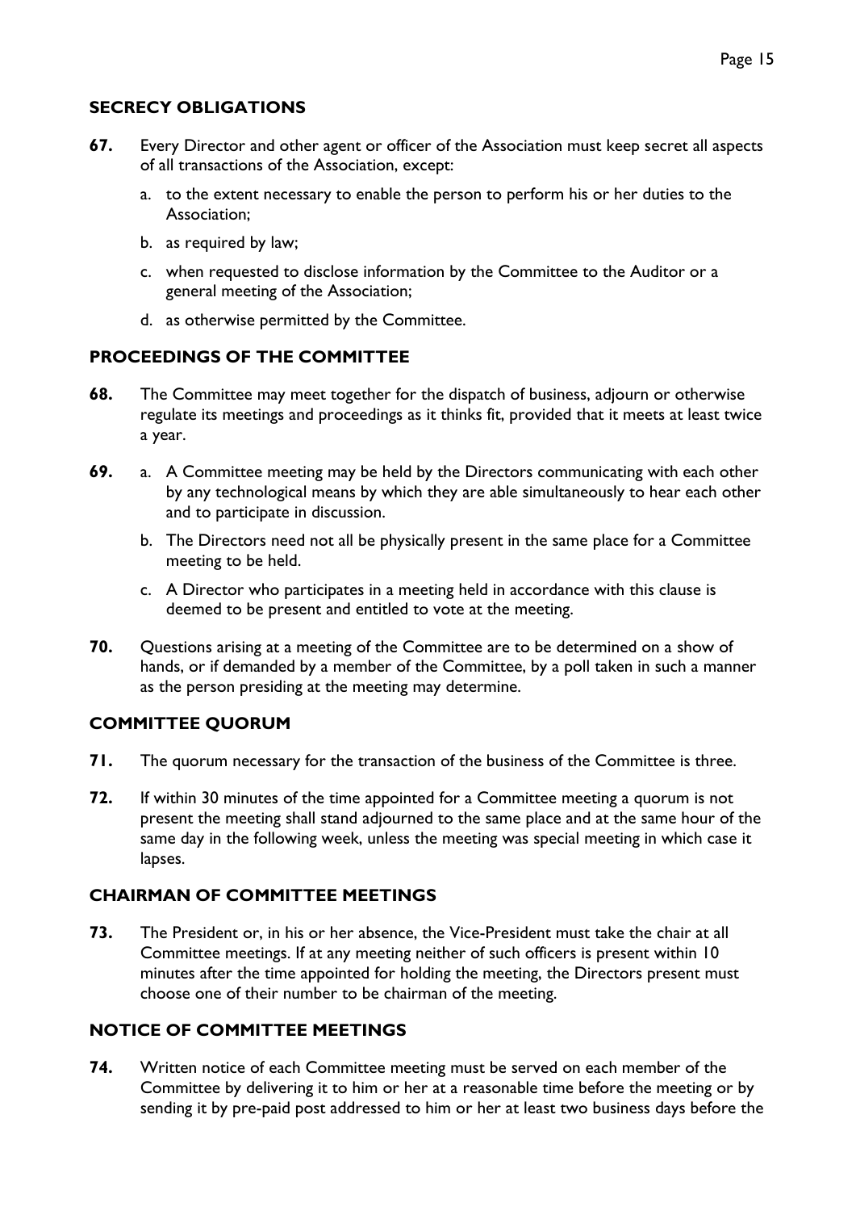## SECRECY OBLIGATIONS

**67.** Every Director and other agent or officer of the Association must keep secret all aspects of all transactions of the Association, except:

a. to the extent necessary to enable the person to perform his or her duties to the Association;

b. as required by law;

c. when requested to disclose information by the Committee to the Auditor or a general meeting of the Association;

d. as otherwise permitted by the Committee.

## PROCEEDINGS OF THE COMMITTEE

**68.** The Committee may meet together for the dispatch of business, adjourn or otherwise regulate its meetings and proceedings as it thinks fit, provided that it meets at least twice a year.

**69.** a. A Committee meeting may be held by the Directors communicating with each other by any technological means by which they are able simultaneously to hear each other and to participate in discussion.

b. The Directors need not all be physically present in the same place for a Committee meeting to be held.

c. A Director who participates in a meeting held in accordance with this clause is deemed to be present and entitled to vote at the meeting.

**70.** Questions arising at a meeting of the Committee are to be determined on a show of hands, or if demanded by a member of the Committee, by a poll taken in such a manner as the person presiding at the meeting may determine.

## COMMITTEE QUORUM

**71.** The quorum necessary for the transaction of the business of the Committee is three.

**72.** If within 30 minutes of the time appointed for a Committee meeting a quorum is not present the meeting shall stand adjourned to the same place and at the same hour of the same day in the following week, unless the meeting was special meeting in which case it lapses.

## CHAIRMAN OF COMMITTEE MEETINGS

**73.** The President or, in his or her absence, the Vice-President must take the chair at all Committee meetings. If at any meeting neither of such officers is present within 10 minutes after the time appointed for holding the meeting, the Directors present must choose one of their number to be chairman of the meeting.

## NOTICE OF COMMITTEE MEETINGS

**74.** Written notice of each Committee meeting must be served on each member of the Committee by delivering it to him or her at a reasonable time before the meeting or by sending it by pre-paid post addressed to him or her at least two business days before the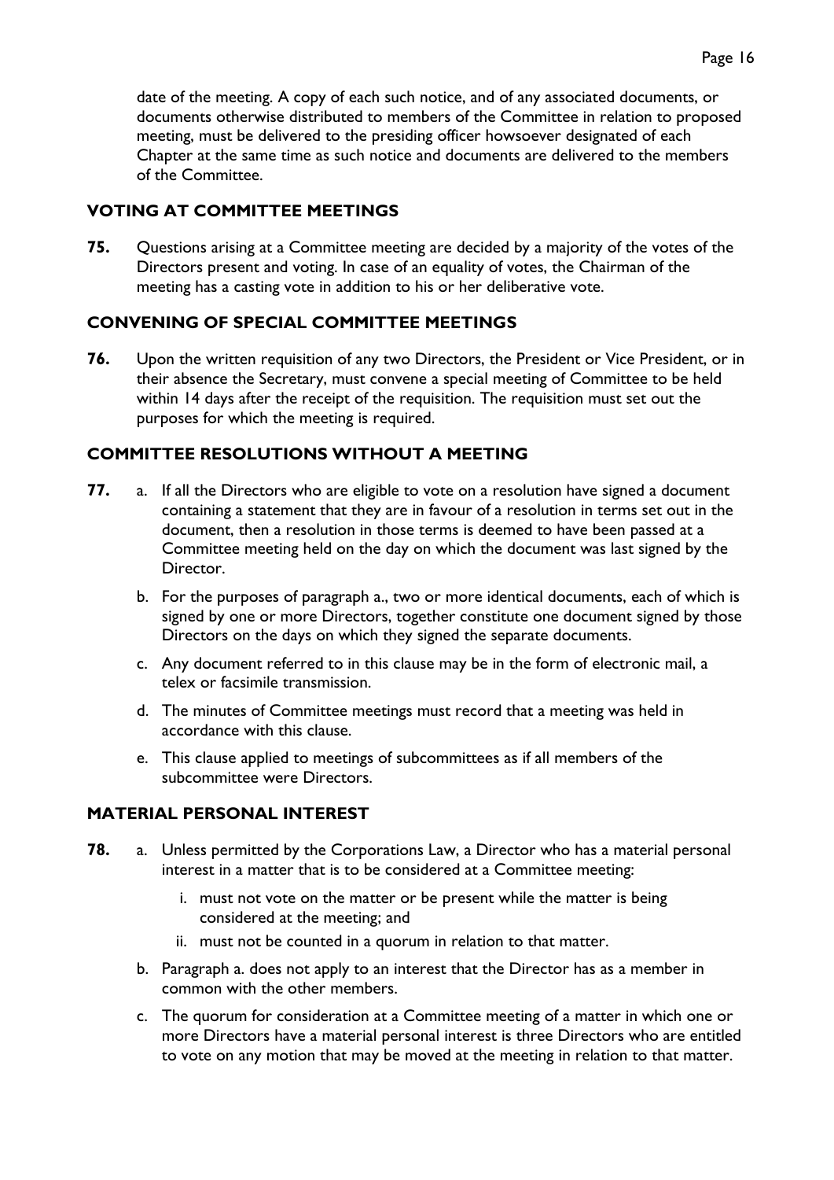date of the meeting. A copy of each such notice, and of any associated documents, or documents otherwise distributed to members of the Committee in relation to proposed meeting, must be delivered to the presiding officer howsoever designated of each Chapter at the same time as such notice and documents are delivered to the members of the Committee.

### VOTING AT COMMITTEE MEETINGS

**75.** Questions arising at a Committee meeting are decided by a majority of the votes of the Directors present and voting. In case of an equality of votes, the Chairman of the meeting has a casting vote in addition to his or her deliberative vote.

### CONVENING OF SPECIAL COMMITTEE MEETINGS

**76.** Upon the written requisition of any two Directors, the President or Vice President, or in their absence the Secretary, must convene a special meeting of Committee to be held within 14 days after the receipt of the requisition. The requisition must set out the purposes for which the meeting is required.

### COMMITTEE RESOLUTIONS WITHOUT A MEETING

**77.**

a. If all the Directors who are eligible to vote on a resolution have signed a document containing a statement that they are in favour of a resolution in terms set out in the document, then a resolution in those terms is deemed to have been passed at a Committee meeting held on the day on which the document was last signed by the Director.

b. For the purposes of paragraph a., two or more identical documents, each of which is signed by one or more Directors, together constitute one document signed by those Directors on the days on which they signed the separate documents.

c. Any document referred to in this clause may be in the form of electronic mail, a telex or facsimile transmission.

d. The minutes of Committee meetings must record that a meeting was held in accordance with this clause.

e. This clause applied to meetings of subcommittees as if all members of the subcommittee were Directors.

### MATERIAL PERSONAL INTEREST

**78.**

a. Unless permitted by the Corporations Law, a Director who has a material personal interest in a matter that is to be considered at a Committee meeting:

   i. must not vote on the matter or be present while the matter is being considered at the meeting; and

   ii. must not be counted in a quorum in relation to that matter.

b. Paragraph a. does not apply to an interest that the Director has as a member in common with the other members.

c. The quorum for consideration at a Committee meeting of a matter in which one or more Directors have a material personal interest is three Directors who are entitled to vote on any motion that may be moved at the meeting in relation to that matter.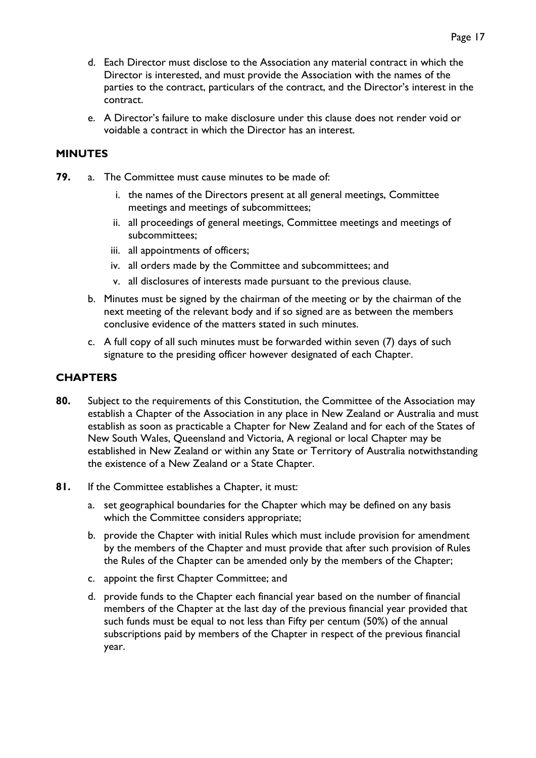d. Each Director must disclose to the Association any material contract in which the Director is interested, and must provide the Association with the names of the parties to the contract, particulars of the contract, and the Director's interest in the contract.

e. A Director's failure to make disclosure under this clause does not render void or voidable a contract in which the Director has an interest.

## MINUTES

**79.** a. The Committee must cause minutes to be made of:

i. the names of the Directors present at all general meetings, Committee meetings and meetings of subcommittees;

ii. all proceedings of general meetings, Committee meetings and meetings of subcommittees;

iii. all appointments of officers;

iv. all orders made by the Committee and subcommittees; and

v. all disclosures of interests made pursuant to the previous clause.

b. Minutes must be signed by the chairman of the meeting or by the chairman of the next meeting of the relevant body and if so signed are as between the members conclusive evidence of the matters stated in such minutes.

c. A full copy of all such minutes must be forwarded within seven (7) days of such signature to the presiding officer however designated of each Chapter.

## CHAPTERS

**80.** Subject to the requirements of this Constitution, the Committee of the Association may establish a Chapter of the Association in any place in New Zealand or Australia and must establish as soon as practicable a Chapter for New Zealand and for each of the States of New South Wales, Queensland and Victoria, A regional or local Chapter may be established in New Zealand or within any State or Territory of Australia notwithstanding the existence of a New Zealand or a State Chapter.

**81.** If the Committee establishes a Chapter, it must:

a. set geographical boundaries for the Chapter which may be defined on any basis which the Committee considers appropriate;

b. provide the Chapter with initial Rules which must include provision for amendment by the members of the Chapter and must provide that after such provision of Rules the Rules of the Chapter can be amended only by the members of the Chapter;

c. appoint the first Chapter Committee; and

d. provide funds to the Chapter each financial year based on the number of financial members of the Chapter at the last day of the previous financial year provided that such funds must be equal to not less than Fifty per centum (50%) of the annual subscriptions paid by members of the Chapter in respect of the previous financial year.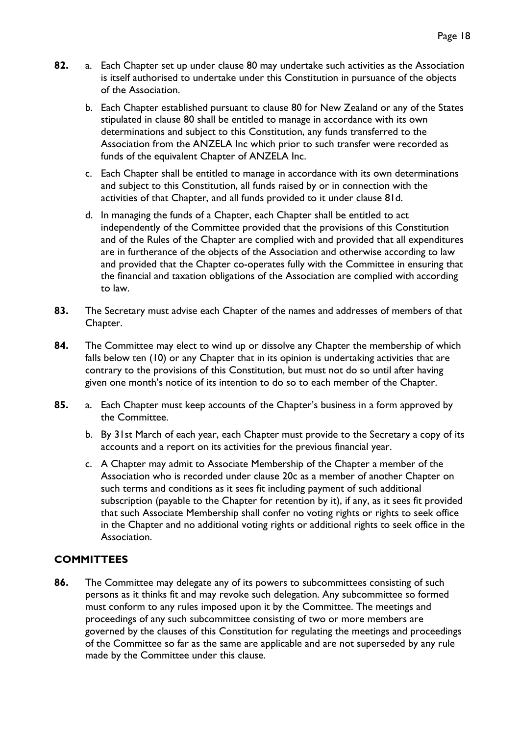**82.** a. Each Chapter set up under clause 80 may undertake such activities as the Association is itself authorised to undertake under this Constitution in pursuance of the objects of the Association.

b. Each Chapter established pursuant to clause 80 for New Zealand or any of the States stipulated in clause 80 shall be entitled to manage in accordance with its own determinations and subject to this Constitution, any funds transferred to the Association from the ANZELA Inc which prior to such transfer were recorded as funds of the equivalent Chapter of ANZELA Inc.

c. Each Chapter shall be entitled to manage in accordance with its own determinations and subject to this Constitution, all funds raised by or in connection with the activities of that Chapter, and all funds provided to it under clause 81d.

d. In managing the funds of a Chapter, each Chapter shall be entitled to act independently of the Committee provided that the provisions of this Constitution and of the Rules of the Chapter are complied with and provided that all expenditures are in furtherance of the objects of the Association and otherwise according to law and provided that the Chapter co-operates fully with the Committee in ensuring that the financial and taxation obligations of the Association are complied with according to law.

**83.** The Secretary must advise each Chapter of the names and addresses of members of that Chapter.

**84.** The Committee may elect to wind up or dissolve any Chapter the membership of which falls below ten (10) or any Chapter that in its opinion is undertaking activities that are contrary to the provisions of this Constitution, but must not do so until after having given one month's notice of its intention to do so to each member of the Chapter.

**85.** a. Each Chapter must keep accounts of the Chapter's business in a form approved by the Committee.

b. By 31st March of each year, each Chapter must provide to the Secretary a copy of its accounts and a report on its activities for the previous financial year.

c. A Chapter may admit to Associate Membership of the Chapter a member of the Association who is recorded under clause 20c as a member of another Chapter on such terms and conditions as it sees fit including payment of such additional subscription (payable to the Chapter for retention by it), if any, as it sees fit provided that such Associate Membership shall confer no voting rights or rights to seek office in the Chapter and no additional voting rights or additional rights to seek office in the Association.

## COMMITTEES

**86.** The Committee may delegate any of its powers to subcommittees consisting of such persons as it thinks fit and may revoke such delegation. Any subcommittee so formed must conform to any rules imposed upon it by the Committee. The meetings and proceedings of any such subcommittee consisting of two or more members are governed by the clauses of this Constitution for regulating the meetings and proceedings of the Committee so far as the same are applicable and are not superseded by any rule made by the Committee under this clause.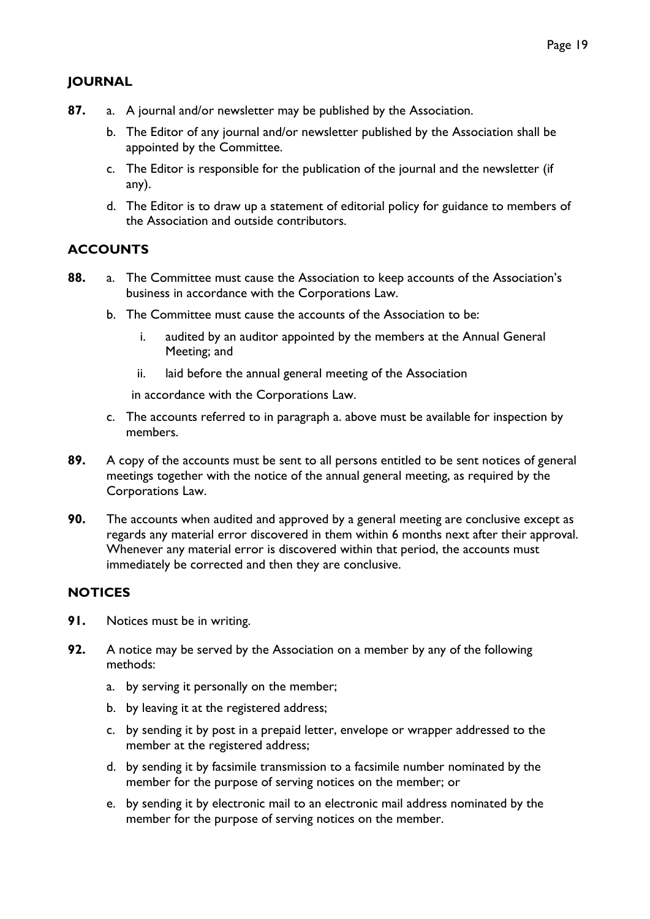## JOURNAL

**87.** a. A journal and/or newsletter may be published by the Association.

b. The Editor of any journal and/or newsletter published by the Association shall be appointed by the Committee.

c. The Editor is responsible for the publication of the journal and the newsletter (if any).

d. The Editor is to draw up a statement of editorial policy for guidance to members of the Association and outside contributors.

## ACCOUNTS

**88.** a. The Committee must cause the Association to keep accounts of the Association's business in accordance with the Corporations Law.

b. The Committee must cause the accounts of the Association to be:

   i. audited by an auditor appointed by the members at the Annual General Meeting; and

   ii. laid before the annual general meeting of the Association

   in accordance with the Corporations Law.

c. The accounts referred to in paragraph a. above must be available for inspection by members.

**89.** A copy of the accounts must be sent to all persons entitled to be sent notices of general meetings together with the notice of the annual general meeting, as required by the Corporations Law.

**90.** The accounts when audited and approved by a general meeting are conclusive except as regards any material error discovered in them within 6 months next after their approval. Whenever any material error is discovered within that period, the accounts must immediately be corrected and then they are conclusive.

## NOTICES

**91.** Notices must be in writing.

**92.** A notice may be served by the Association on a member by any of the following methods:

a. by serving it personally on the member;

b. by leaving it at the registered address;

c. by sending it by post in a prepaid letter, envelope or wrapper addressed to the member at the registered address;

d. by sending it by facsimile transmission to a facsimile number nominated by the member for the purpose of serving notices on the member; or

e. by sending it by electronic mail to an electronic mail address nominated by the member for the purpose of serving notices on the member.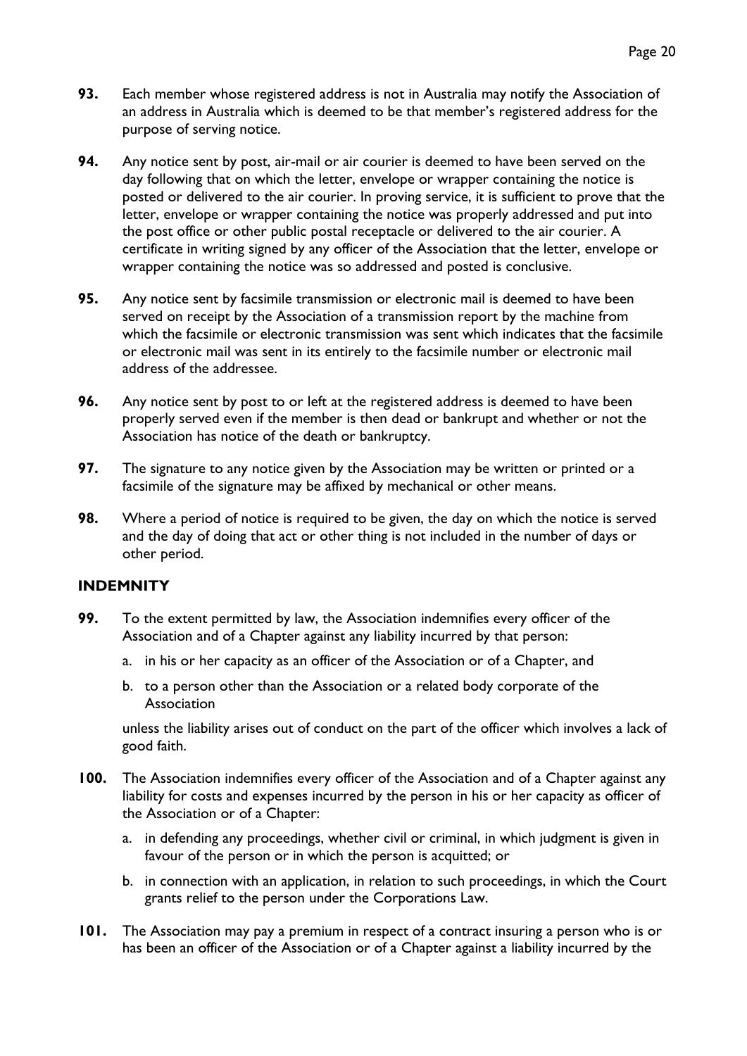**93.** Each member whose registered address is not in Australia may notify the Association of an address in Australia which is deemed to be that member's registered address for the purpose of serving notice.

**94.** Any notice sent by post, air-mail or air courier is deemed to have been served on the day following that on which the letter, envelope or wrapper containing the notice is posted or delivered to the air courier. In proving service, it is sufficient to prove that the letter, envelope or wrapper containing the notice was properly addressed and put into the post office or other public postal receptacle or delivered to the air courier. A certificate in writing signed by any officer of the Association that the letter, envelope or wrapper containing the notice was so addressed and posted is conclusive.

**95.** Any notice sent by facsimile transmission or electronic mail is deemed to have been served on receipt by the Association of a transmission report by the machine from which the facsimile or electronic transmission was sent which indicates that the facsimile or electronic mail was sent in its entirely to the facsimile number or electronic mail address of the addressee.

**96.** Any notice sent by post to or left at the registered address is deemed to have been properly served even if the member is then dead or bankrupt and whether or not the Association has notice of the death or bankruptcy.

**97.** The signature to any notice given by the Association may be written or printed or a facsimile of the signature may be affixed by mechanical or other means.

**98.** Where a period of notice is required to be given, the day on which the notice is served and the day of doing that act or other thing is not included in the number of days or other period.

## INDEMNITY

**99.** To the extent permitted by law, the Association indemnifies every officer of the Association and of a Chapter against any liability incurred by that person:

a. in his or her capacity as an officer of the Association or of a Chapter, and

b. to a person other than the Association or a related body corporate of the Association

unless the liability arises out of conduct on the part of the officer which involves a lack of good faith.

**100.** The Association indemnifies every officer of the Association and of a Chapter against any liability for costs and expenses incurred by the person in his or her capacity as officer of the Association or of a Chapter:

a. in defending any proceedings, whether civil or criminal, in which judgment is given in favour of the person or in which the person is acquitted; or

b. in connection with an application, in relation to such proceedings, in which the Court grants relief to the person under the Corporations Law.

**101.** The Association may pay a premium in respect of a contract insuring a person who is or has been an officer of the Association or of a Chapter against a liability incurred by the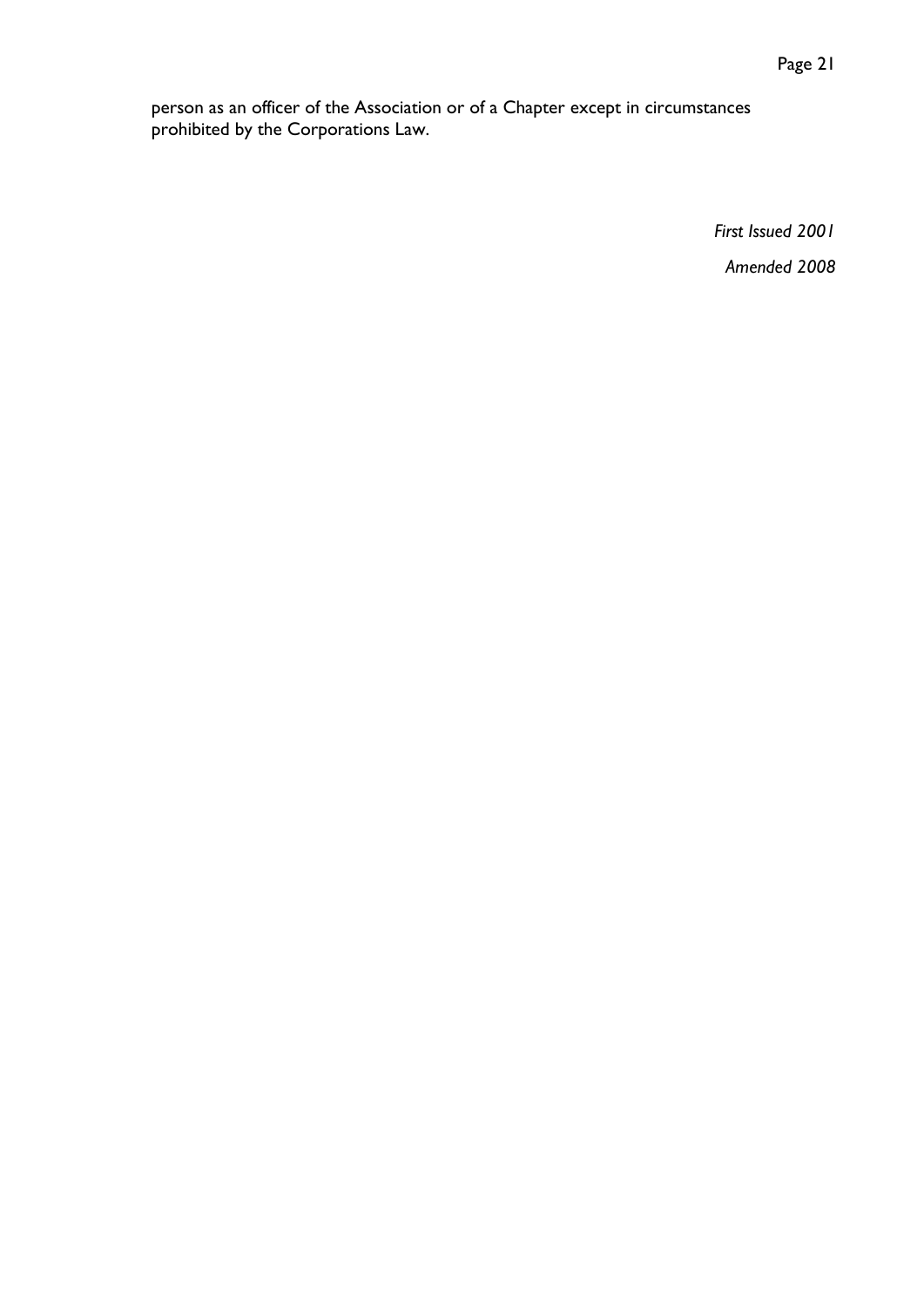person as an officer of the Association or of a Chapter except in circumstances prohibited by the Corporations Law.

*First Issued 2001*

*Amended 2008*